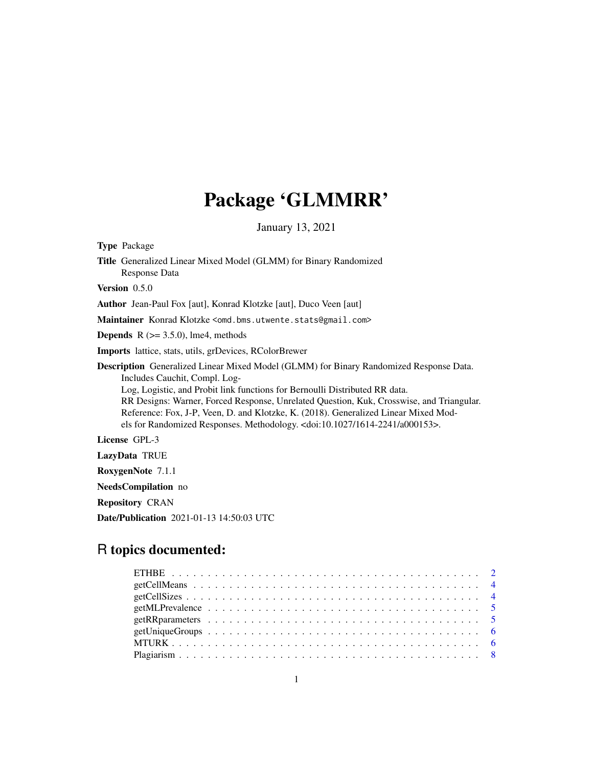# Package 'GLMMRR'

January 13, 2021

**Type** Package

**Title** Generalized Linear Mixed Model (GLMM) for Binary Randomized Response Data

**Version** 0.5.0

**Author** Jean-Paul Fox [aut], Konrad Klotzke [aut], Duco Veen [aut]

**Maintainer** Konrad Klotzke <omd.bms.utwente.stats@gmail.com>

**Depends** R (>= 3.5.0), lme4, methods

**Imports** lattice, stats, utils, grDevices, RColorBrewer

**Description** Generalized Linear Mixed Model (GLMM) for Binary Randomized Response Data. Includes Cauchit, Compl. Log-Log, Logistic, and Probit link functions for Bernoulli Distributed RR data. RR Designs: Warner, Forced Response, Unrelated Question, Kuk, Crosswise, and Triangular. Reference: Fox, J-P, Veen, D. and Klotzke, K. (2018). Generalized Linear Mixed Models for Randomized Responses. Methodology. <doi:10.1027/1614-2241/a000153>.

**License** GPL-3

**LazyData** TRUE

**RoxygenNote** 7.1.1

**NeedsCompilation** no

**Repository** CRAN

**Date/Publication** 2021-01-13 14:50:03 UTC

## R topics documented:

ETHBE . . . . . . . . . . . . . . . . . . . . . . . . . . . . . . . . . . . . . . . . 2
getCellMeans . . . . . . . . . . . . . . . . . . . . . . . . . . . . . . . . . . . . 4
getCellSizes . . . . . . . . . . . . . . . . . . . . . . . . . . . . . . . . . . . . . 4
getMLPrevalence . . . . . . . . . . . . . . . . . . . . . . . . . . . . . . . . . . 5
getRRparameters . . . . . . . . . . . . . . . . . . . . . . . . . . . . . . . . . . 5
getUniqueGroups . . . . . . . . . . . . . . . . . . . . . . . . . . . . . . . . . . 6
MTURK . . . . . . . . . . . . . . . . . . . . . . . . . . . . . . . . . . . . . . . 6
Plagiarism . . . . . . . . . . . . . . . . . . . . . . . . . . . . . . . . . . . . . 8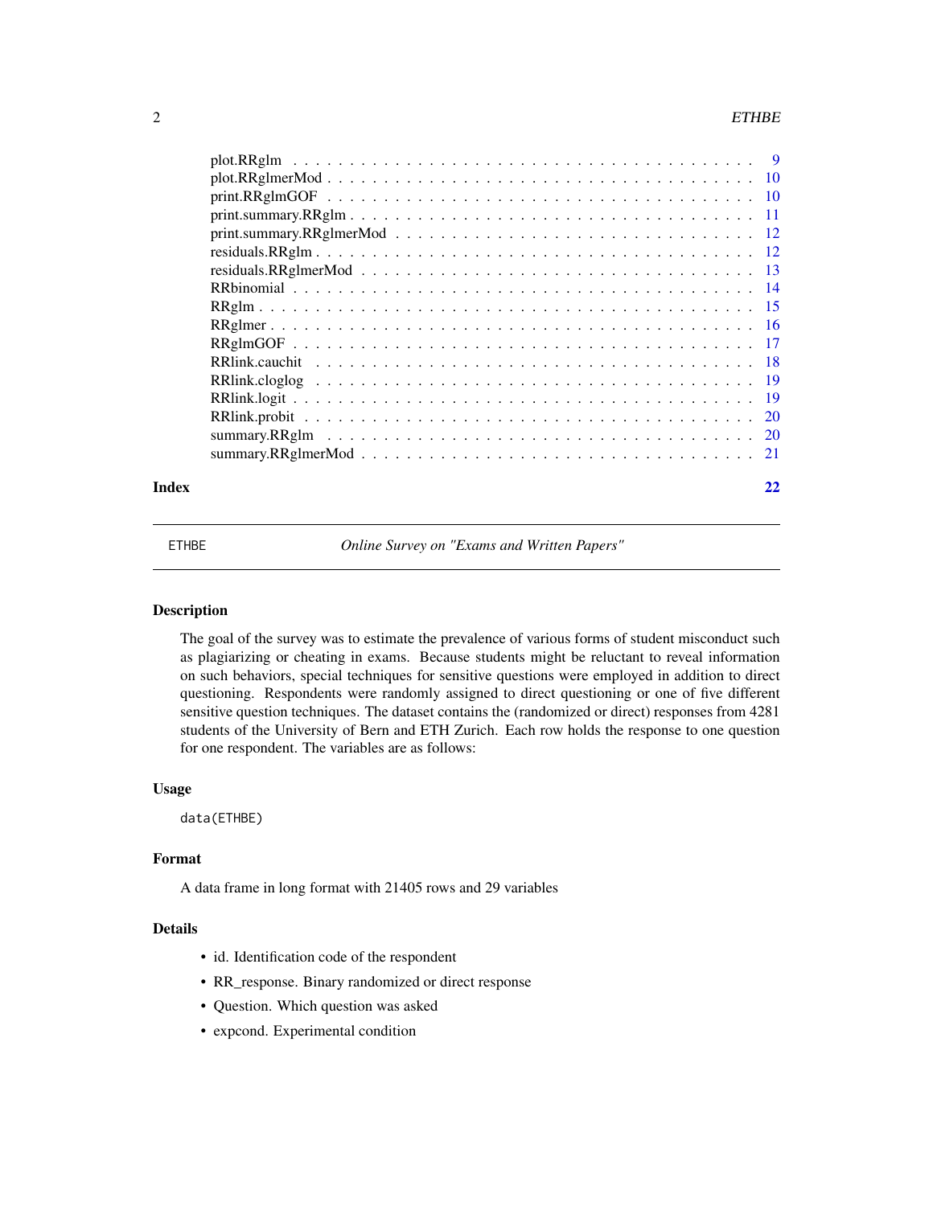plot.RRglm . . . . . . . . . . . . . . . . . . . . . . . . . . . . . . . . . . . . . . 9
plot.RRglmerMod . . . . . . . . . . . . . . . . . . . . . . . . . . . . . . . . . . . 10
print.RRglmGOF . . . . . . . . . . . . . . . . . . . . . . . . . . . . . . . . . . . . 10
print.summary.RRglm . . . . . . . . . . . . . . . . . . . . . . . . . . . . . . . . . 11
print.summary.RRglmerMod . . . . . . . . . . . . . . . . . . . . . . . . . . . . . . 12
residuals.RRglm . . . . . . . . . . . . . . . . . . . . . . . . . . . . . . . . . . . . 12
residuals.RRglmerMod . . . . . . . . . . . . . . . . . . . . . . . . . . . . . . . . . 13
RRbinomial . . . . . . . . . . . . . . . . . . . . . . . . . . . . . . . . . . . . . . 14
RRglm . . . . . . . . . . . . . . . . . . . . . . . . . . . . . . . . . . . . . . . . . 15
RRglmer . . . . . . . . . . . . . . . . . . . . . . . . . . . . . . . . . . . . . . . . 16
RRglmGOF . . . . . . . . . . . . . . . . . . . . . . . . . . . . . . . . . . . . . . . 17
RRlink.cauchit . . . . . . . . . . . . . . . . . . . . . . . . . . . . . . . . . . . . 18
RRlink.cloglog . . . . . . . . . . . . . . . . . . . . . . . . . . . . . . . . . . . . 19
RRlink.logit . . . . . . . . . . . . . . . . . . . . . . . . . . . . . . . . . . . . . . 19
RRlink.probit . . . . . . . . . . . . . . . . . . . . . . . . . . . . . . . . . . . . . 20
summary.RRglm . . . . . . . . . . . . . . . . . . . . . . . . . . . . . . . . . . . . 20
summary.RRglmerMod . . . . . . . . . . . . . . . . . . . . . . . . . . . . . . . . . 21

**Index** **22**

---

ETHBE *Online Survey on "Exams and Written Papers"*

---

## Description

The goal of the survey was to estimate the prevalence of various forms of student misconduct such as plagiarizing or cheating in exams. Because students might be reluctant to reveal information on such behaviors, special techniques for sensitive questions were employed in addition to direct questioning. Respondents were randomly assigned to direct questioning or one of five different sensitive question techniques. The dataset contains the (randomized or direct) responses from 4281 students of the University of Bern and ETH Zurich. Each row holds the response to one question for one respondent. The variables are as follows:

## Usage

```
data(ETHBE)
```

## Format

A data frame in long format with 21405 rows and 29 variables

## Details

- id. Identification code of the respondent
- RR_response. Binary randomized or direct response
- Question. Which question was asked
- expcond. Experimental condition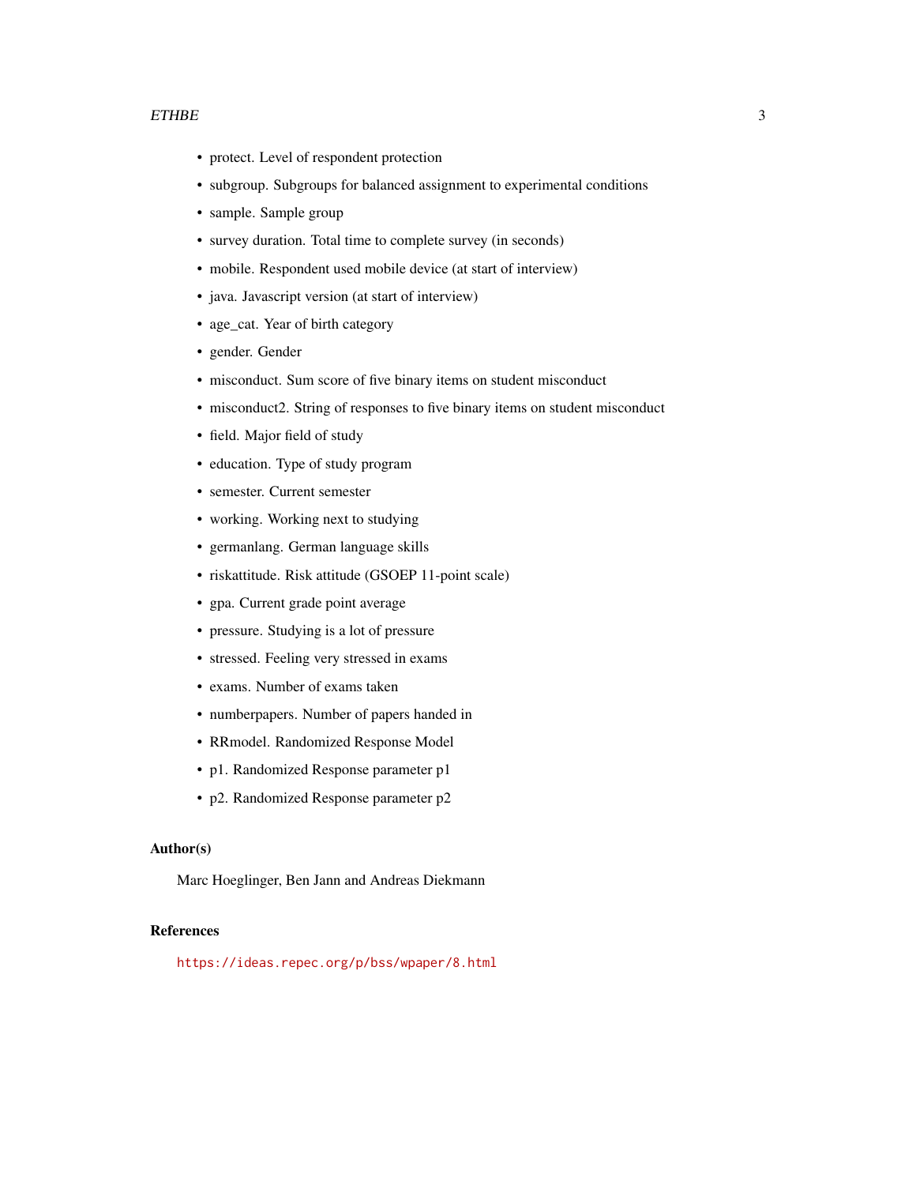- protect. Level of respondent protection
- subgroup. Subgroups for balanced assignment to experimental conditions
- sample. Sample group
- survey duration. Total time to complete survey (in seconds)
- mobile. Respondent used mobile device (at start of interview)
- java. Javascript version (at start of interview)
- age_cat. Year of birth category
- gender. Gender
- misconduct. Sum score of five binary items on student misconduct
- misconduct2. String of responses to five binary items on student misconduct
- field. Major field of study
- education. Type of study program
- semester. Current semester
- working. Working next to studying
- germanlang. German language skills
- riskattitude. Risk attitude (GSOEP 11-point scale)
- gpa. Current grade point average
- pressure. Studying is a lot of pressure
- stressed. Feeling very stressed in exams
- exams. Number of exams taken
- numberpapers. Number of papers handed in
- RRmodel. Randomized Response Model
- p1. Randomized Response parameter p1
- p2. Randomized Response parameter p2

### Author(s)

Marc Hoeglinger, Ben Jann and Andreas Diekmann

### References

https://ideas.repec.org/p/bss/wpaper/8.html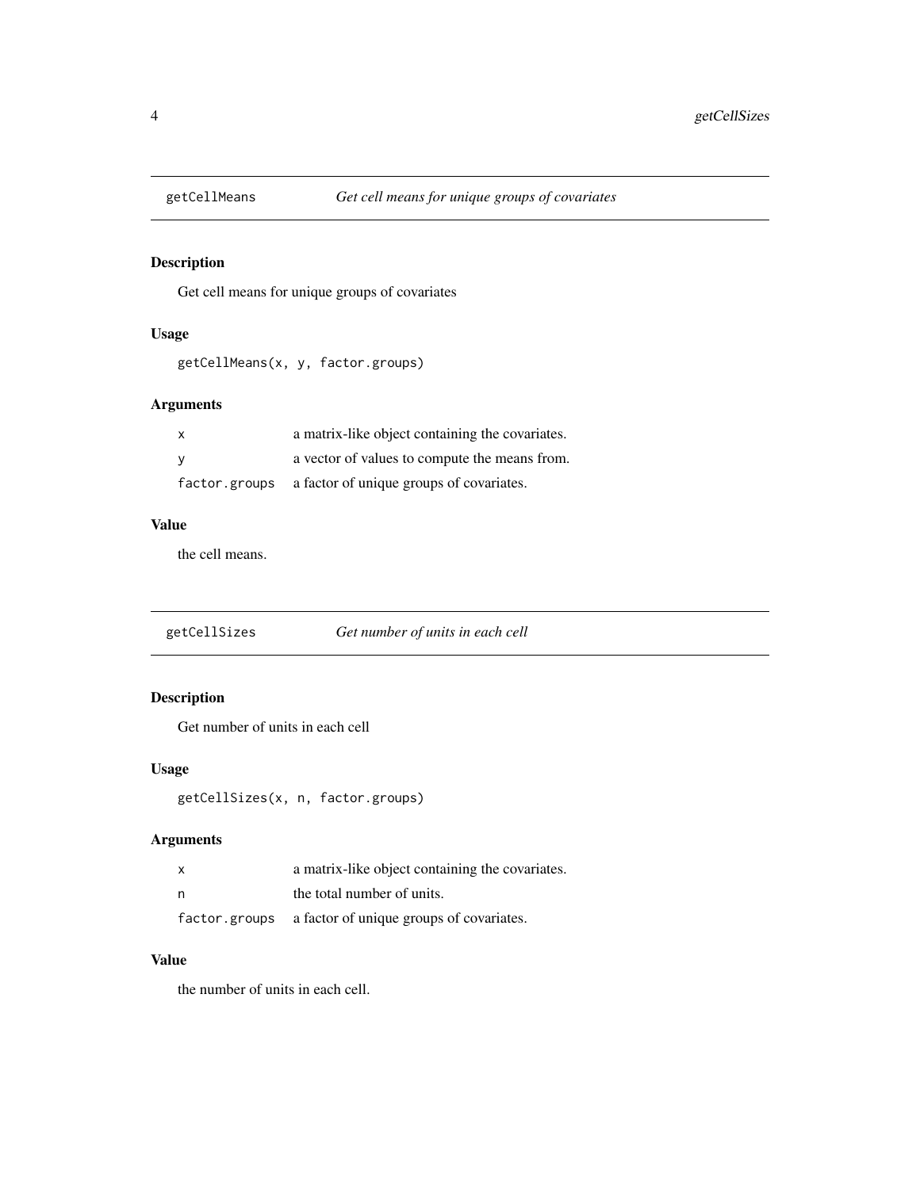## getCellMeans — *Get cell means for unique groups of covariates*

### Description

Get cell means for unique groups of covariates

### Usage

```
getCellMeans(x, y, factor.groups)
```

### Arguments

| | |
|---|---|
| `x` | a matrix-like object containing the covariates. |
| `y` | a vector of values to compute the means from. |
| `factor.groups` | a factor of unique groups of covariates. |

### Value

the cell means.

## getCellSizes — *Get number of units in each cell*

### Description

Get number of units in each cell

### Usage

```
getCellSizes(x, n, factor.groups)
```

### Arguments

| | |
|---|---|
| `x` | a matrix-like object containing the covariates. |
| `n` | the total number of units. |
| `factor.groups` | a factor of unique groups of covariates. |

### Value

the number of units in each cell.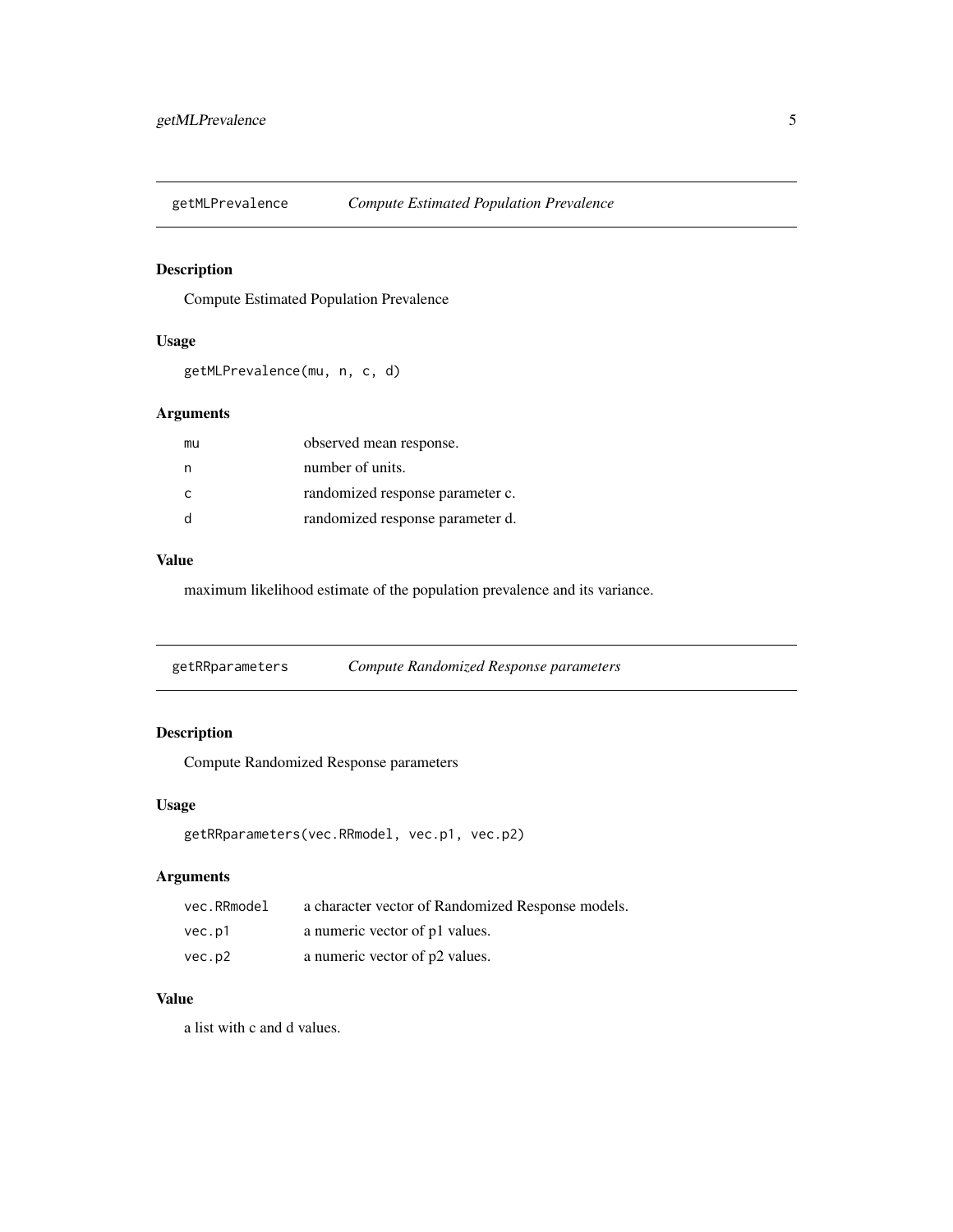## getMLPrevalence *Compute Estimated Population Prevalence*

### Description

Compute Estimated Population Prevalence

### Usage

```
getMLPrevalence(mu, n, c, d)
```

### Arguments

| | |
|---|---|
| mu | observed mean response. |
| n | number of units. |
| c | randomized response parameter c. |
| d | randomized response parameter d. |

### Value

maximum likelihood estimate of the population prevalence and its variance.

## getRRparameters *Compute Randomized Response parameters*

### Description

Compute Randomized Response parameters

### Usage

```
getRRparameters(vec.RRmodel, vec.p1, vec.p2)
```

### Arguments

| | |
|---|---|
| vec.RRmodel | a character vector of Randomized Response models. |
| vec.p1 | a numeric vector of p1 values. |
| vec.p2 | a numeric vector of p2 values. |

### Value

a list with c and d values.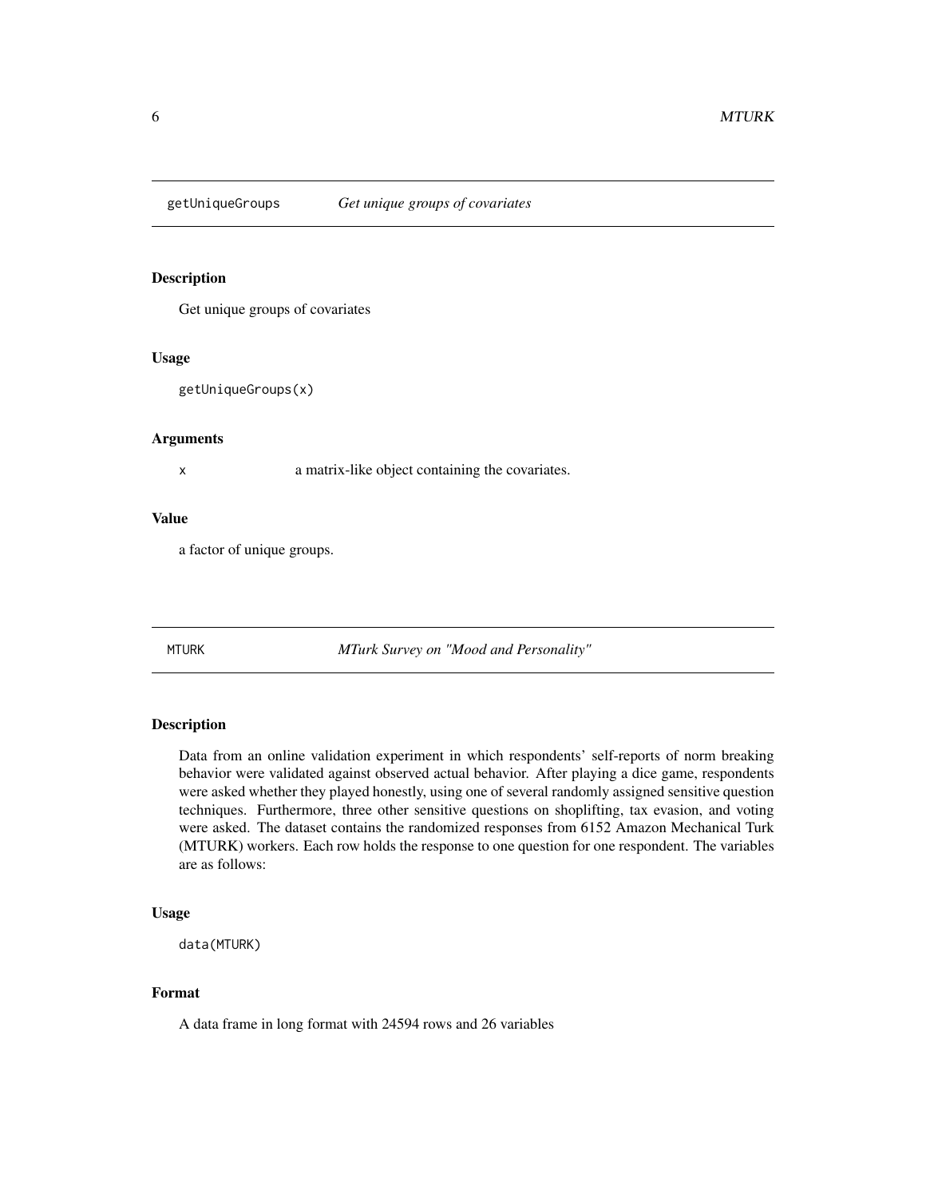## getUniqueGrops *Get unique groups of covariates*

### Description

Get unique groups of covariates

### Usage

```
getUniqueGroups(x)
```

### Arguments

x     a matrix-like object containing the covariates.

### Value

a factor of unique groups.

## MTURK *MTurk Survey on "Mood and Personality"*

### Description

Data from an online validation experiment in which respondents' self-reports of norm breaking behavior were validated against observed actual behavior. After playing a dice game, respondents were asked whether they played honestly, using one of several randomly assigned sensitive question techniques. Furthermore, three other sensitive questions on shoplifting, tax evasion, and voting were asked. The dataset contains the randomized responses from 6152 Amazon Mechanical Turk (MTURK) workers. Each row holds the response to one question for one respondent. The variables are as follows:

### Usage

```
data(MTURK)
```

### Format

A data frame in long format with 24594 rows and 26 variables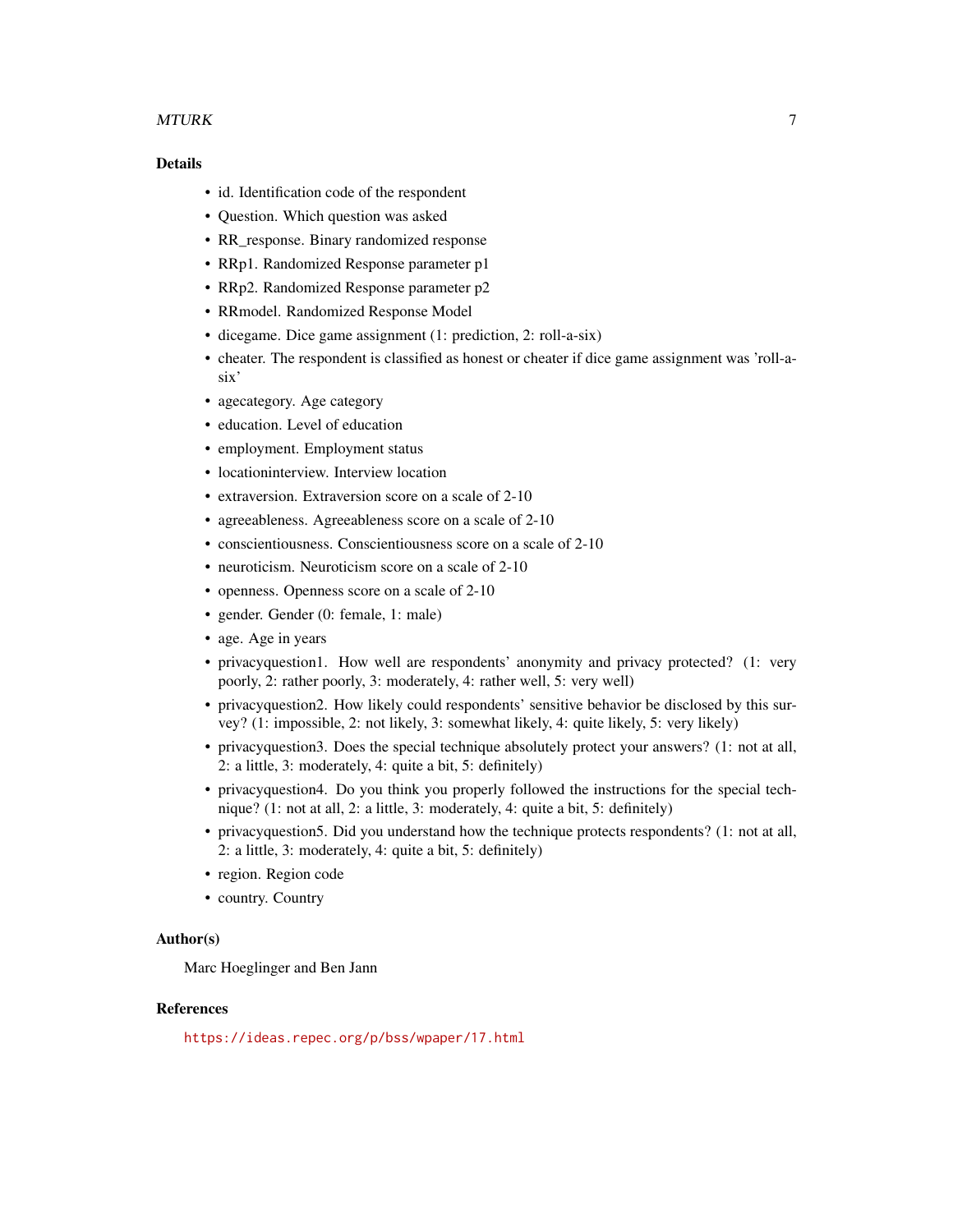### Details

- id. Identification code of the respondent
- Question. Which question was asked
- RR_response. Binary randomized response
- RRp1. Randomized Response parameter p1
- RRp2. Randomized Response parameter p2
- RRmodel. Randomized Response Model
- dicegame. Dice game assignment (1: prediction, 2: roll-a-six)
- cheater. The respondent is classified as honest or cheater if dice game assignment was 'roll-a-six'
- agecategory. Age category
- education. Level of education
- employment. Employment status
- locationinterview. Interview location
- extraversion. Extraversion score on a scale of 2-10
- agreeableness. Agreeableness score on a scale of 2-10
- conscientiousness. Conscientiousness score on a scale of 2-10
- neuroticism. Neuroticism score on a scale of 2-10
- openness. Openness score on a scale of 2-10
- gender. Gender (0: female, 1: male)
- age. Age in years
- privacyquestion1. How well are respondents' anonymity and privacy protected? (1: very poorly, 2: rather poorly, 3: moderately, 4: rather well, 5: very well)
- privacyquestion2. How likely could respondents' sensitive behavior be disclosed by this survey? (1: impossible, 2: not likely, 3: somewhat likely, 4: quite likely, 5: very likely)
- privacyquestion3. Does the special technique absolutely protect your answers? (1: not at all, 2: a little, 3: moderately, 4: quite a bit, 5: definitely)
- privacyquestion4. Do you think you properly followed the instructions for the special technique? (1: not at all, 2: a little, 3: moderately, 4: quite a bit, 5: definitely)
- privacyquestion5. Did you understand how the technique protects respondents? (1: not at all, 2: a little, 3: moderately, 4: quite a bit, 5: definitely)
- region. Region code
- country. Country

### Author(s)

Marc Hoeglinger and Ben Jann

### References

https://ideas.repec.org/p/bss/wpaper/17.html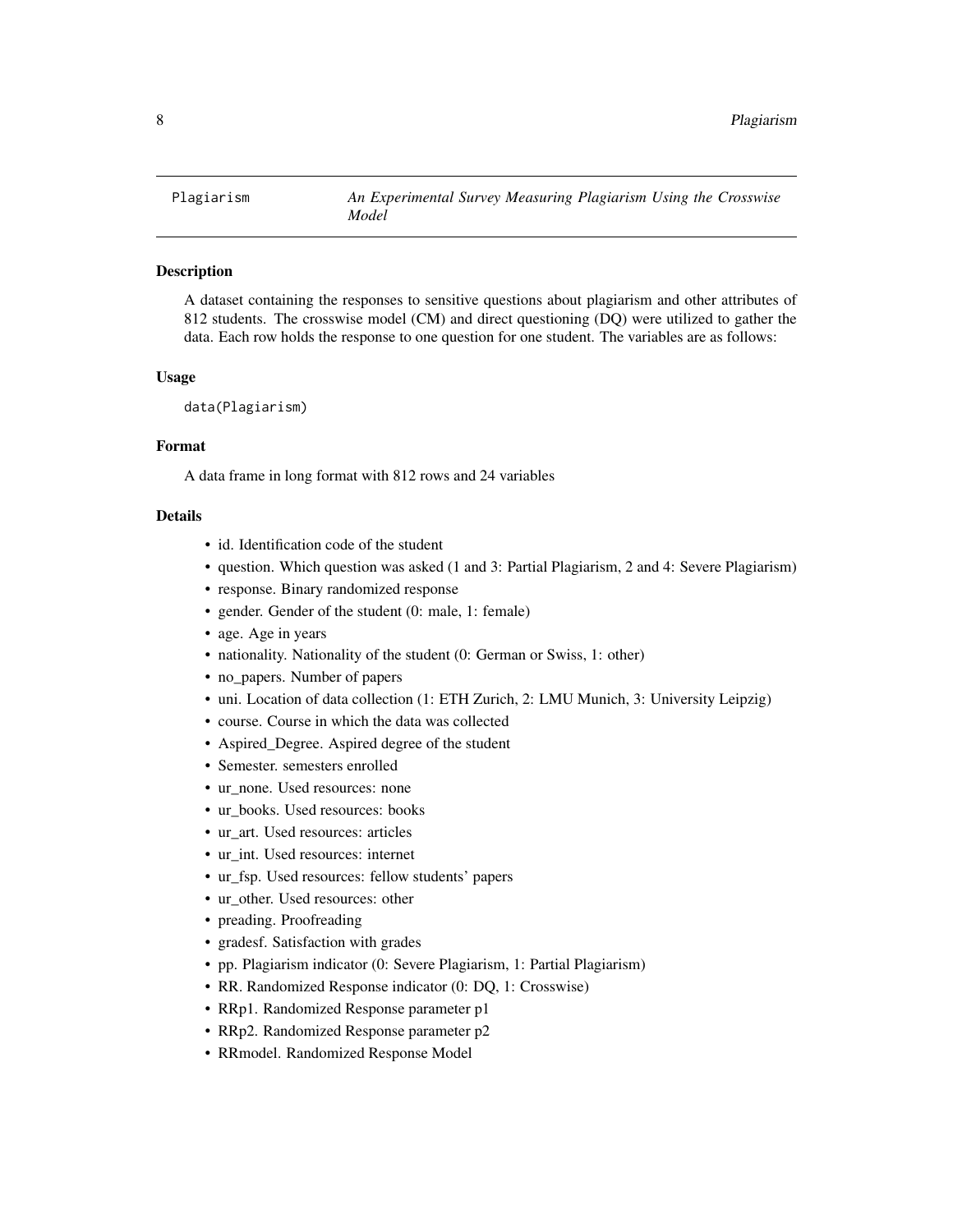Plagiarism — *An Experimental Survey Measuring Plagiarism Using the Crosswise Model*

## Description

A dataset containing the responses to sensitive questions about plagiarism and other attributes of 812 students. The crosswise model (CM) and direct questioning (DQ) were utilized to gather the data. Each row holds the response to one question for one student. The variables are as follows:

## Usage

```
data(Plagiarism)
```

## Format

A data frame in long format with 812 rows and 24 variables

## Details

- id. Identification code of the student
- question. Which question was asked (1 and 3: Partial Plagiarism, 2 and 4: Severe Plagiarism)
- response. Binary randomized response
- gender. Gender of the student (0: male, 1: female)
- age. Age in years
- nationality. Nationality of the student (0: German or Swiss, 1: other)
- no_papers. Number of papers
- uni. Location of data collection (1: ETH Zurich, 2: LMU Munich, 3: University Leipzig)
- course. Course in which the data was collected
- Aspired_Degree. Aspired degree of the student
- Semester. semesters enrolled
- ur_none. Used resources: none
- ur_books. Used resources: books
- ur_art. Used resources: articles
- ur_int. Used resources: internet
- ur_fsp. Used resources: fellow students' papers
- ur_other. Used resources: other
- preading. Proofreading
- gradesf. Satisfaction with grades
- pp. Plagiarism indicator (0: Severe Plagiarism, 1: Partial Plagiarism)
- RR. Randomized Response indicator (0: DQ, 1: Crosswise)
- RRp1. Randomized Response parameter p1
- RRp2. Randomized Response parameter p2
- RRmodel. Randomized Response Model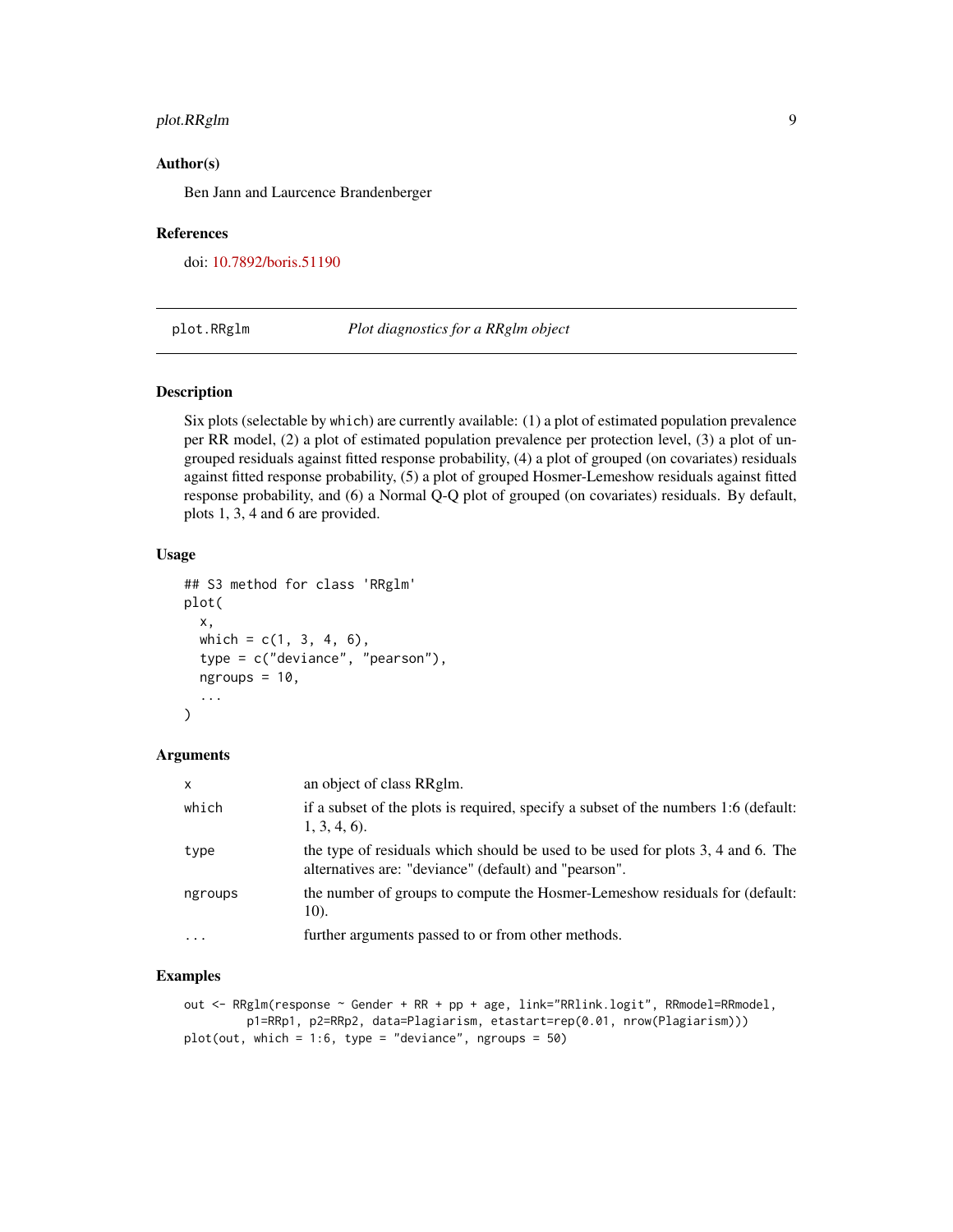### Author(s)

Ben Jann and Laurcence Brandenberger

### References

doi: 10.7892/boris.51190

---

## plot.RRglm — *Plot diagnostics for a RRglm object*

### Description

Six plots (selectable by `which`) are currently available: (1) a plot of estimated population prevalence per RR model, (2) a plot of estimated population prevalence per protection level, (3) a plot of ungrouped residuals against fitted response probability, (4) a plot of grouped (on covariates) residuals against fitted response probability, (5) a plot of grouped Hosmer-Lemeshow residuals against fitted response probability, and (6) a Normal Q-Q plot of grouped (on covariates) residuals. By default, plots 1, 3, 4 and 6 are provided.

### Usage

```
## S3 method for class 'RRglm'
plot(
  x,
  which = c(1, 3, 4, 6),
  type = c("deviance", "pearson"),
  ngroups = 10,
  ...
)
```

### Arguments

| | |
|---|---|
| `x` | an object of class RRglm. |
| `which` | if a subset of the plots is required, specify a subset of the numbers 1:6 (default: 1, 3, 4, 6). |
| `type` | the type of residuals which should be used to be used for plots 3, 4 and 6. The alternatives are: "deviance" (default) and "pearson". |
| `ngroups` | the number of groups to compute the Hosmer-Lemeshow residuals for (default: 10). |
| `...` | further arguments passed to or from other methods. |

### Examples

```
out <- RRglm(response ~ Gender + RR + pp + age, link="RRlink.logit", RRmodel=RRmodel,
        p1=RRp1, p2=RRp2, data=Plagiarism, etastart=rep(0.01, nrow(Plagiarism)))
plot(out, which = 1:6, type = "deviance", ngroups = 50)
```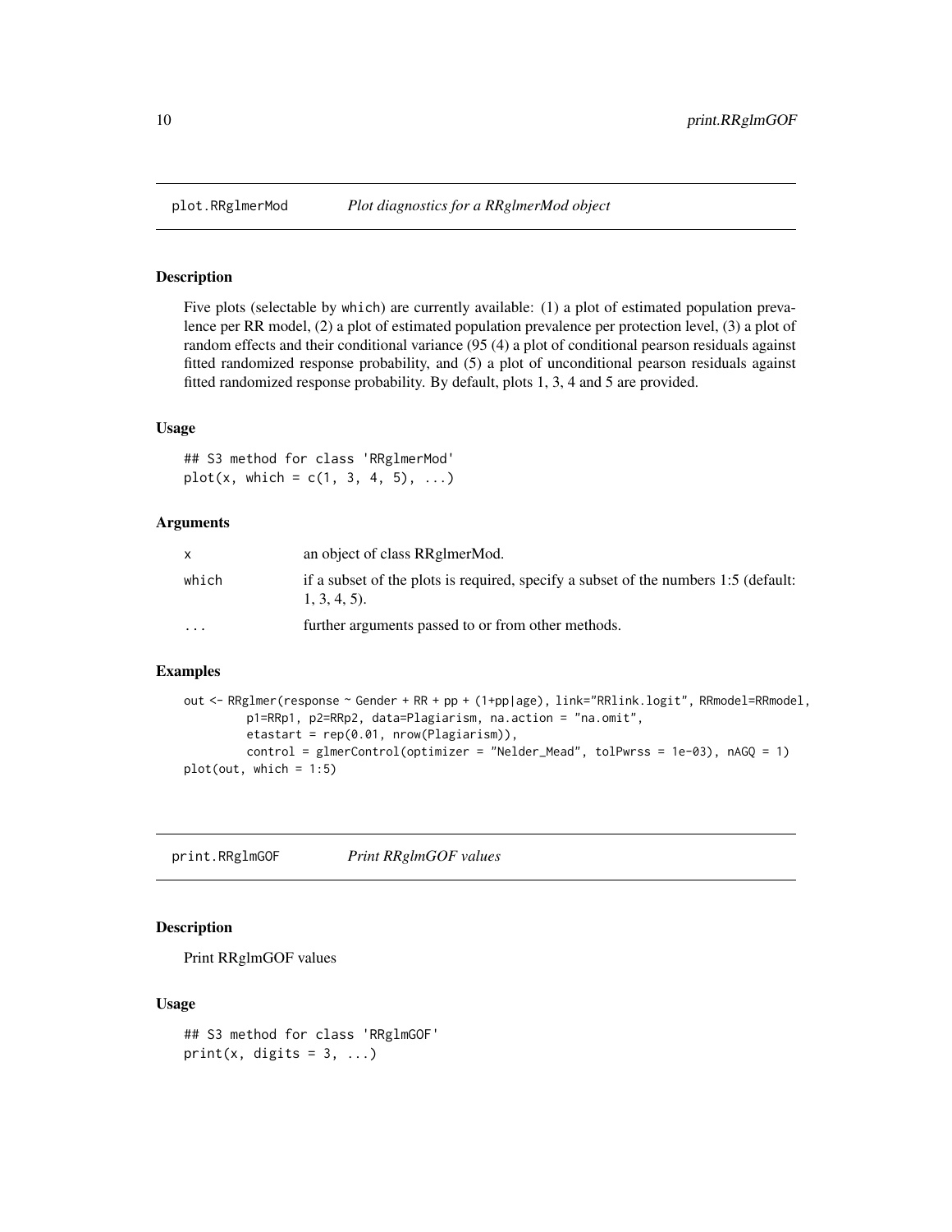## plot.RRglmerMod — *Plot diagnostics for a RRglmerMod object*

### Description

Five plots (selectable by which) are currently available: (1) a plot of estimated population prevalence per RR model, (2) a plot of estimated population prevalence per protection level, (3) a plot of random effects and their conditional variance (95 (4) a plot of conditional pearson residuals against fitted randomized response probability, and (5) a plot of unconditional pearson residuals against fitted randomized response probability. By default, plots 1, 3, 4 and 5 are provided.

### Usage

```
## S3 method for class 'RRglmerMod'
plot(x, which = c(1, 3, 4, 5), ...)
```

### Arguments

| | |
|---|---|
| x | an object of class RRglmerMod. |
| which | if a subset of the plots is required, specify a subset of the numbers 1:5 (default: 1, 3, 4, 5). |
| ... | further arguments passed to or from other methods. |

### Examples

```
out <- RRglmer(response ~ Gender + RR + pp + (1+pp|age), link="RRlink.logit", RRmodel=RRmodel,
        p1=RRp1, p2=RRp2, data=Plagiarism, na.action = "na.omit",
        etastart = rep(0.01, nrow(Plagiarism)),
        control = glmerControl(optimizer = "Nelder_Mead", tolPwrss = 1e-03), nAGQ = 1)
plot(out, which = 1:5)
```

## print.RRglmGOF — *Print RRglmGOF values*

### Description

Print RRglmGOF values

### Usage

```
## S3 method for class 'RRglmGOF'
print(x, digits = 3, ...)
```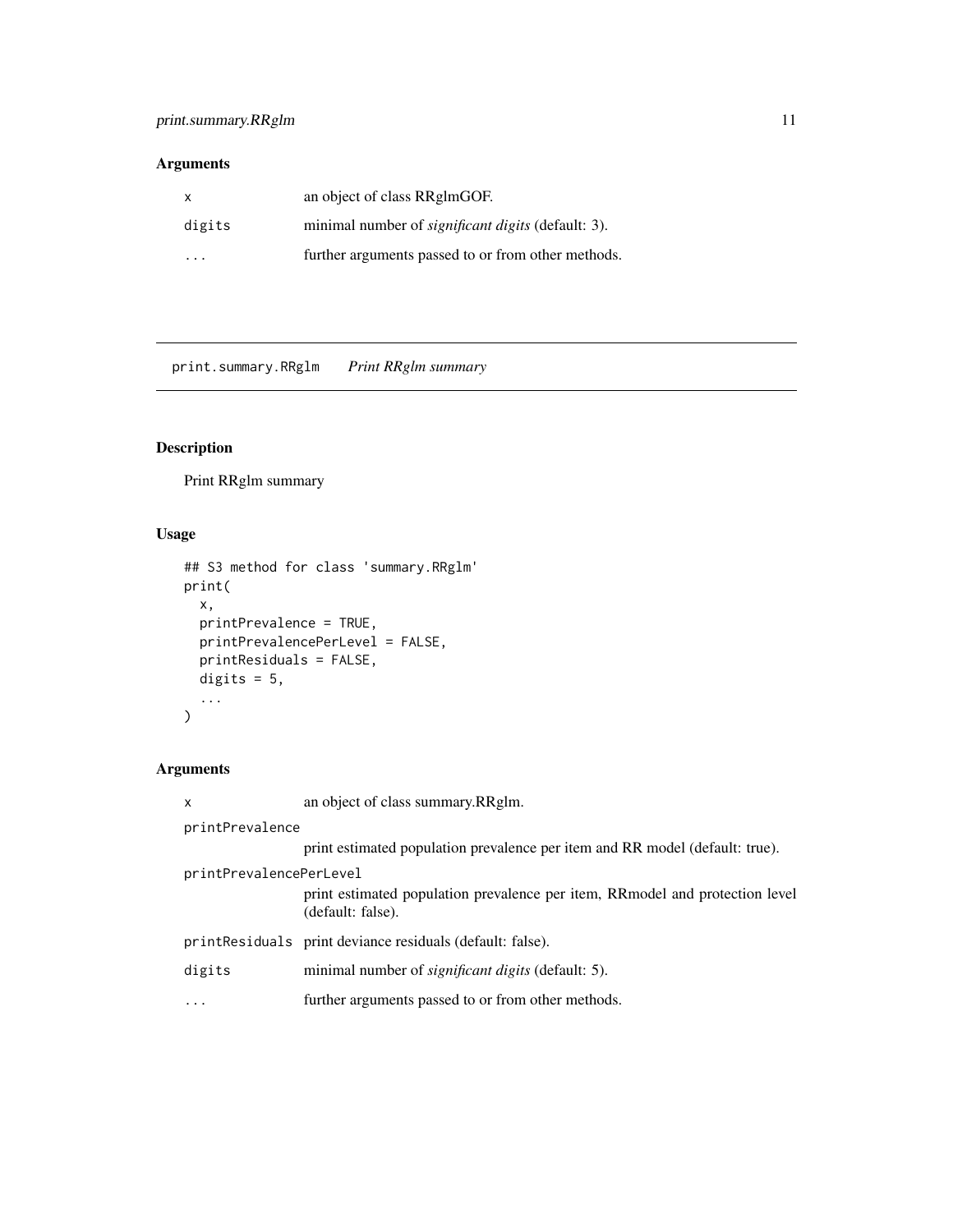### Arguments

| | |
|---|---|
| x | an object of class RRglmGOF. |
| digits | minimal number of *significant digits* (default: 3). |
| ... | further arguments passed to or from other methods. |

---

## print.summary.RRglm *Print RRglm summary*

---

### Description

Print RRglm summary

### Usage

```
## S3 method for class 'summary.RRglm'
print(
  x,
  printPrevalence = TRUE,
  printPrevalencePerLevel = FALSE,
  printResiduals = FALSE,
  digits = 5,
  ...
)
```

### Arguments

| | |
|---|---|
| x | an object of class summary.RRglm. |
| printPrevalence | print estimated population prevalence per item and RR model (default: true). |
| printPrevalencePerLevel | print estimated population prevalence per item, RRmodel and protection level (default: false). |
| printResiduals | print deviance residuals (default: false). |
| digits | minimal number of *significant digits* (default: 5). |
| ... | further arguments passed to or from other methods. |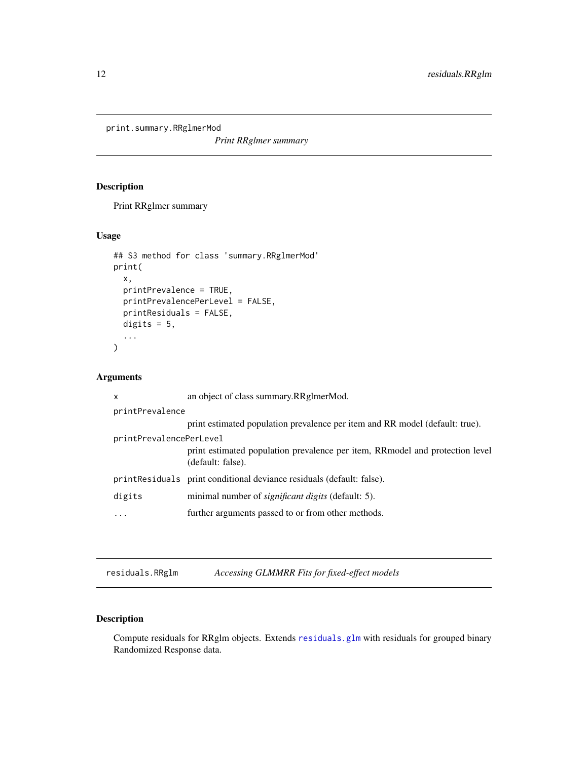## print.summary.RRglmerMod — *Print RRglmer summary*

### Description

Print RRglmer summary

### Usage

```
## S3 method for class 'summary.RRglmerMod'
print(
  x,
  printPrevalence = TRUE,
  printPrevalencePerLevel = FALSE,
  printResiduals = FALSE,
  digits = 5,
  ...
)
```

### Arguments

| | |
|---|---|
| x | an object of class summary.RRglmerMod. |
| printPrevalence | print estimated population prevalence per item and RR model (default: true). |
| printPrevalencePerLevel | print estimated population prevalence per item, RRmodel and protection level (default: false). |
| printResiduals | print conditional deviance residuals (default: false). |
| digits | minimal number of *significant digits* (default: 5). |
| ... | further arguments passed to or from other methods. |

## residuals.RRglm — *Accessing GLMMRR Fits for fixed-effect models*

### Description

Compute residuals for RRglm objects. Extends `residuals.glm` with residuals for grouped binary Randomized Response data.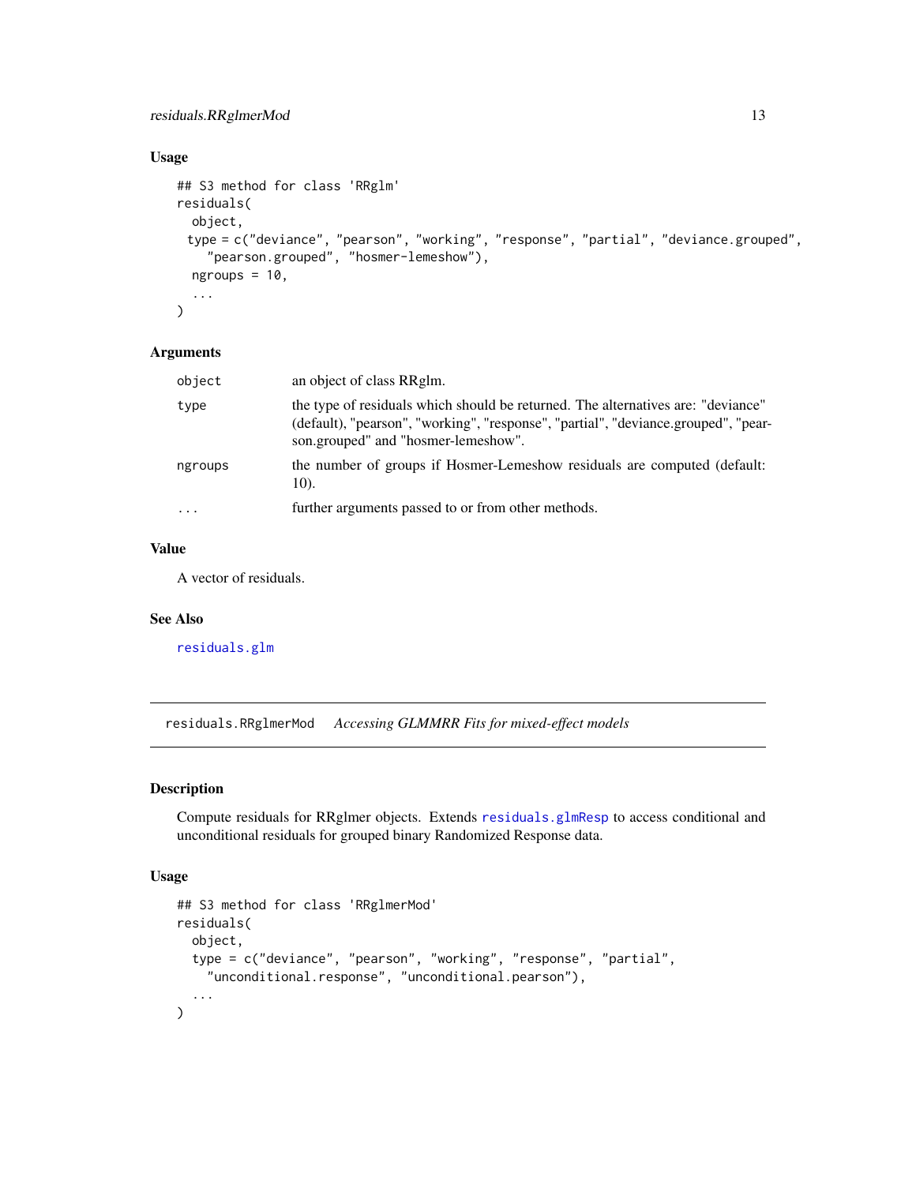### Usage

```
## S3 method for class 'RRglm'
residuals(
  object,
 type = c("deviance", "pearson", "working", "response", "partial", "deviance.grouped",
    "pearson.grouped", "hosmer-lemeshow"),
  ngroups = 10,
  ...
)
```

### Arguments

| | |
|---|---|
| object | an object of class RRglm. |
| type | the type of residuals which should be returned. The alternatives are: "deviance" (default), "pearson", "working", "response", "partial", "deviance.grouped", "pearson.grouped" and "hosmer-lemeshow". |
| ngroups | the number of groups if Hosmer-Lemeshow residuals are computed (default: 10). |
| ... | further arguments passed to or from other methods. |

### Value

A vector of residuals.

### See Also

residuals.glm

---

## residuals.RRglmerMod *Accessing GLMMRR Fits for mixed-effect models*

### Description

Compute residuals for RRglmer objects. Extends residuals.glmResp to access conditional and unconditional residuals for grouped binary Randomized Response data.

### Usage

```
## S3 method for class 'RRglmerMod'
residuals(
  object,
  type = c("deviance", "pearson", "working", "response", "partial",
    "unconditional.response", "unconditional.pearson"),
  ...
)
```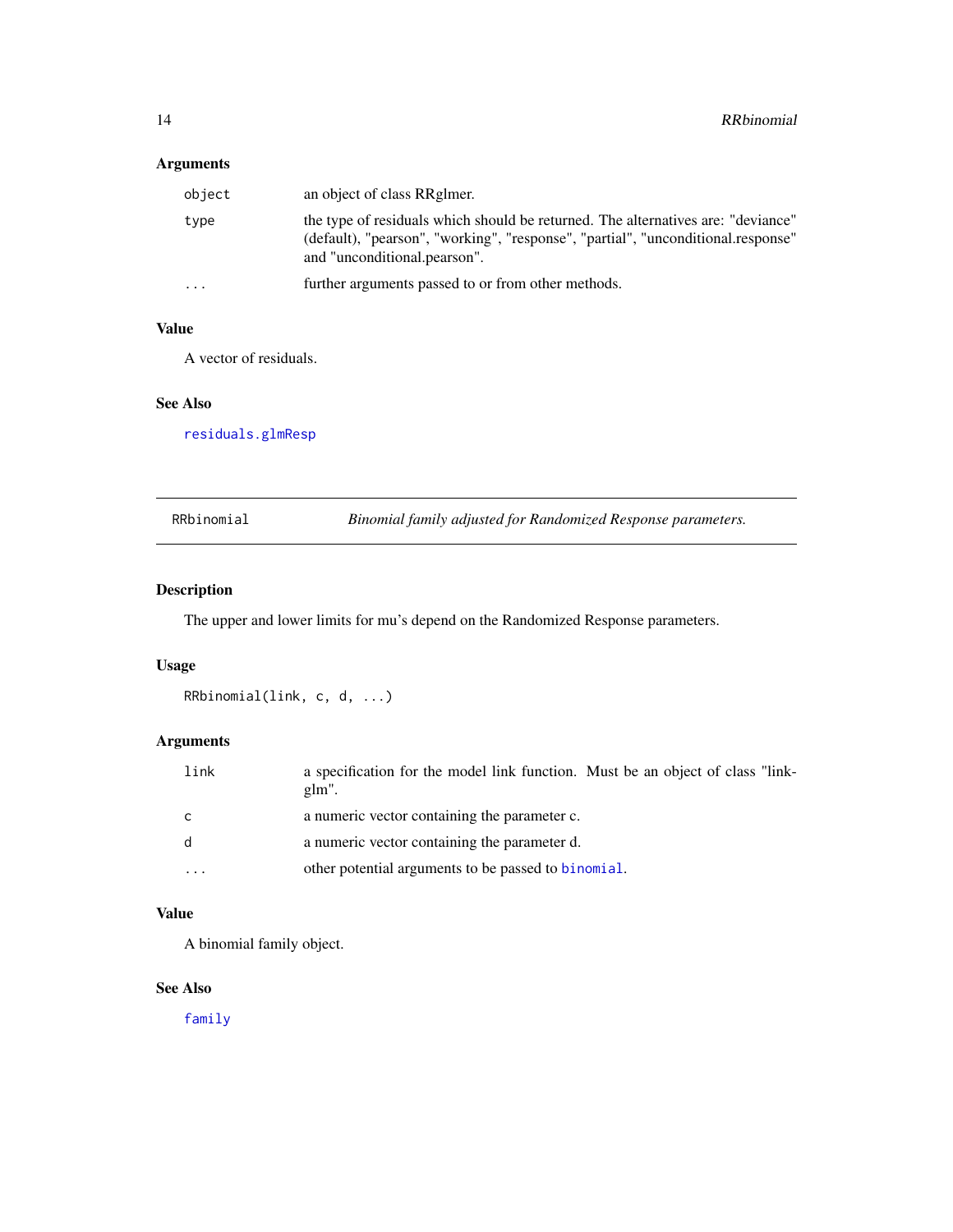### Arguments

| | |
|---|---|
| object | an object of class RRglmer. |
| type | the type of residuals which should be returned. The alternatives are: "deviance" (default), "pearson", "working", "response", "partial", "unconditional.response" and "unconditional.pearson". |
| ... | further arguments passed to or from other methods. |

### Value

A vector of residuals.

### See Also

residuals.glmResp

---

## RRbinomial — *Binomial family adjusted for Randomized Response parameters.*

---

### Description

The upper and lower limits for mu's depend on the Randomized Response parameters.

### Usage

```
RRbinomial(link, c, d, ...)
```

### Arguments

| | |
|---|---|
| link | a specification for the model link function. Must be an object of class "link-glm". |
| c | a numeric vector containing the parameter c. |
| d | a numeric vector containing the parameter d. |
| ... | other potential arguments to be passed to binomial. |

### Value

A binomial family object.

### See Also

family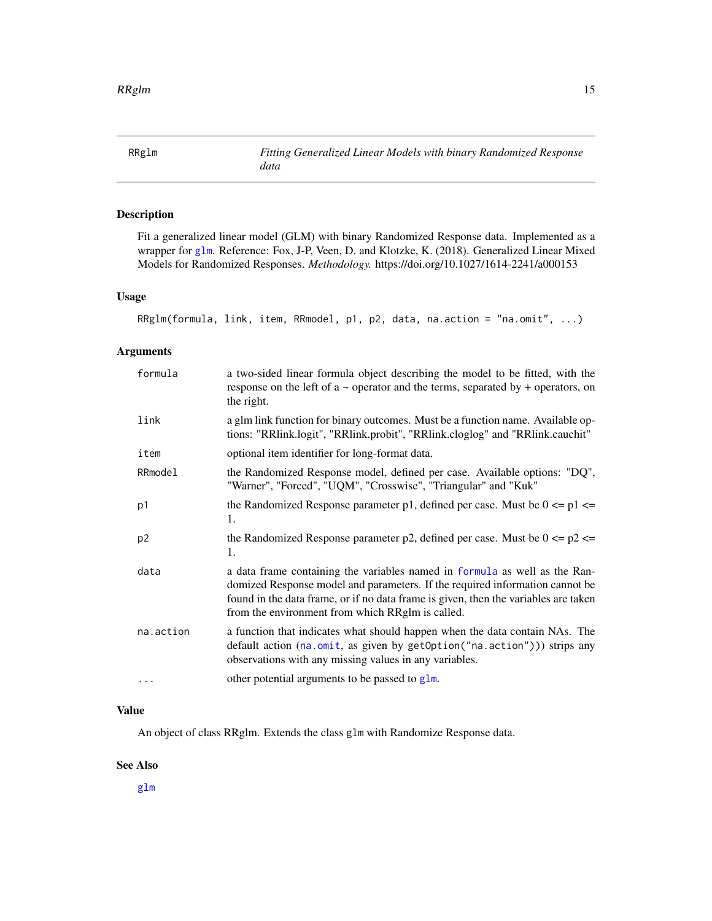# RRglm — *Fitting Generalized Linear Models with binary Randomized Response data*

## Description

Fit a generalized linear model (GLM) with binary Randomized Response data. Implemented as a wrapper for glm. Reference: Fox, J-P, Veen, D. and Klotzke, K. (2018). Generalized Linear Mixed Models for Randomized Responses. *Methodology.* https://doi.org/10.1027/1614-2241/a000153

## Usage

```
RRglm(formula, link, item, RRmodel, p1, p2, data, na.action = "na.omit", ...)
```

## Arguments

| | |
|---|---|
| formula | a two-sided linear formula object describing the model to be fitted, with the response on the left of a ~ operator and the terms, separated by + operators, on the right. |
| link | a glm link function for binary outcomes. Must be a function name. Available options: "RRlink.logit", "RRlink.probit", "RRlink.cloglog" and "RRlink.cauchit" |
| item | optional item identifier for long-format data. |
| RRmodel | the Randomized Response model, defined per case. Available options: "DQ", "Warner", "Forced", "UQM", "Crosswise", "Triangular" and "Kuk" |
| p1 | the Randomized Response parameter p1, defined per case. Must be 0 <= p1 <= 1. |
| p2 | the Randomized Response parameter p2, defined per case. Must be 0 <= p2 <= 1. |
| data | a data frame containing the variables named in formula as well as the Randomized Response model and parameters. If the required information cannot be found in the data frame, or if no data frame is given, then the variables are taken from the environment from which RRglm is called. |
| na.action | a function that indicates what should happen when the data contain NAs. The default action (na.omit, as given by getOption("na.action"))) strips any observations with any missing values in any variables. |
| ... | other potential arguments to be passed to glm. |

## Value

An object of class RRglm. Extends the class glm with Randomize Response data.

## See Also

glm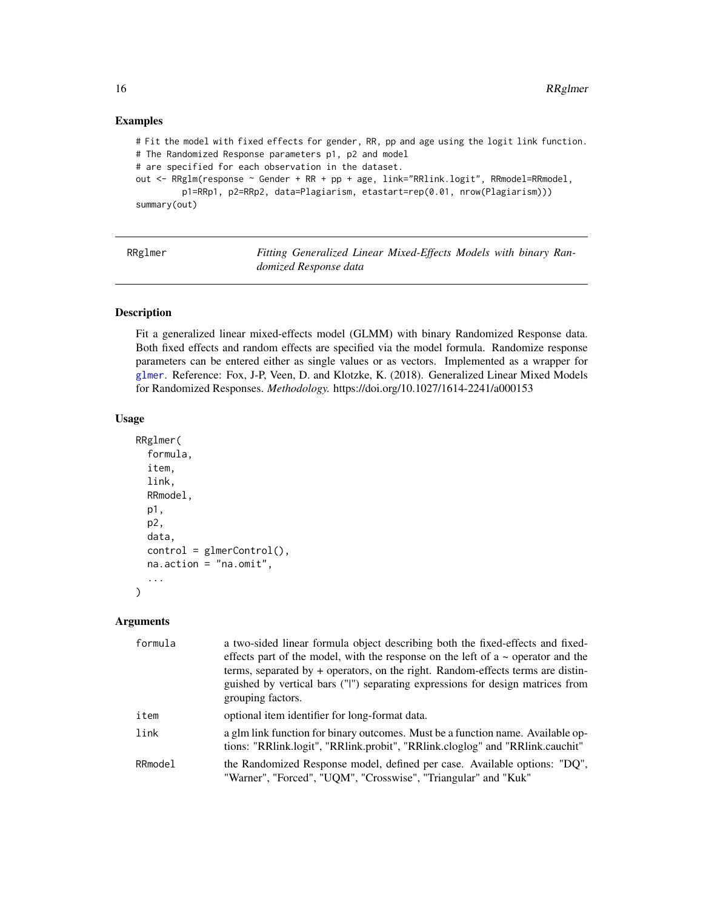## Examples

```
# Fit the model with fixed effects for gender, RR, pp and age using the logit link function.
# The Randomized Response parameters p1, p2 and model
# are specified for each observation in the dataset.
out <- RRglm(response ~ Gender + RR + pp + age, link="RRlink.logit", RRmodel=RRmodel,
        p1=RRp1, p2=RRp2, data=Plagiarism, etastart=rep(0.01, nrow(Plagiarism)))
summary(out)
```

---

RRglmer — *Fitting Generalized Linear Mixed-Effects Models with binary Randomized Response data*

---

## Description

Fit a generalized linear mixed-effects model (GLMM) with binary Randomized Response data. Both fixed effects and random effects are specified via the model formula. Randomize response parameters can be entered either as single values or as vectors. Implemented as a wrapper for glmer. Reference: Fox, J-P, Veen, D. and Klotzke, K. (2018). Generalized Linear Mixed Models for Randomized Responses. *Methodology.* https://doi.org/10.1027/1614-2241/a000153

## Usage

```
RRglmer(
  formula,
  item,
  link,
  RRmodel,
  p1,
  p2,
  data,
  control = glmerControl(),
  na.action = "na.omit",
  ...
)
```

## Arguments

| | |
|---|---|
| formula | a two-sided linear formula object describing both the fixed-effects and fixed-effects part of the model, with the response on the left of a ~ operator and the terms, separated by + operators, on the right. Random-effects terms are distinguished by vertical bars ("\|") separating expressions for design matrices from grouping factors. |
| item | optional item identifier for long-format data. |
| link | a glm link function for binary outcomes. Must be a function name. Available options: "RRlink.logit", "RRlink.probit", "RRlink.cloglog" and "RRlink.cauchit" |
| RRmodel | the Randomized Response model, defined per case. Available options: "DQ", "Warner", "Forced", "UQM", "Crosswise", "Triangular" and "Kuk" |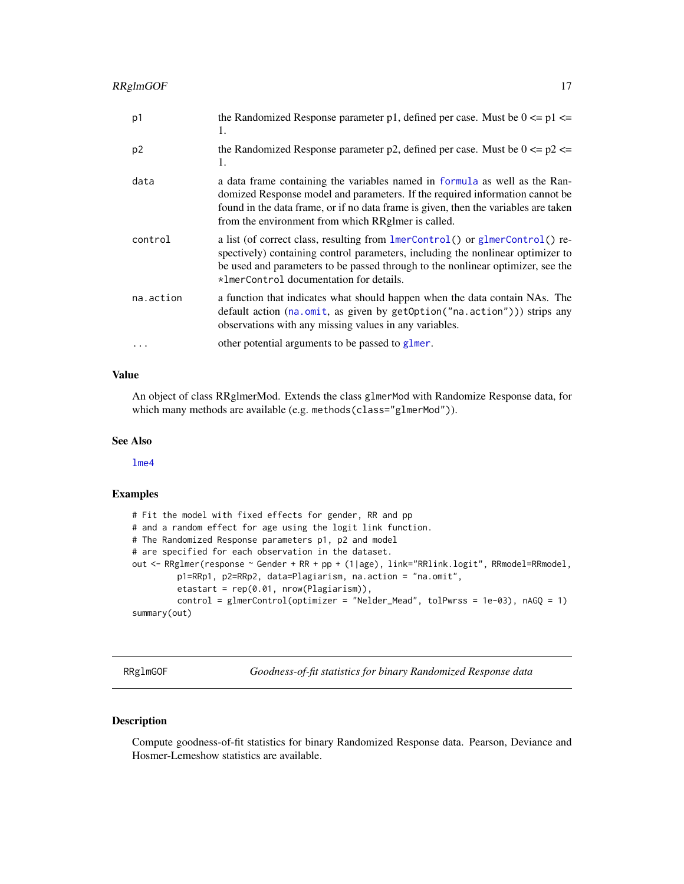| | |
|---|---|
| p1 | the Randomized Response parameter p1, defined per case. Must be $0 <= p1 <= 1$. |
| p2 | the Randomized Response parameter p2, defined per case. Must be $0 <= p2 <= 1$. |
| data | a data frame containing the variables named in `formula` as well as the Randomized Response model and parameters. If the required information cannot be found in the data frame, or if no data frame is given, then the variables are taken from the environment from which RRglmer is called. |
| control | a list (of correct class, resulting from `lmerControl()` or `glmerControl()` respectively) containing control parameters, including the nonlinear optimizer to be used and parameters to be passed through to the nonlinear optimizer, see the `*lmerControl` documentation for details. |
| na.action | a function that indicates what should happen when the data contain NAs. The default action (`na.omit`, as given by `getOption("na.action")`)) strips any observations with any missing values in any variables. |
| ... | other potential arguments to be passed to `glmer`. |

### Value

An object of class RRglmerMod. Extends the class `glmerMod` with Randomize Response data, for which many methods are available (e.g. `methods(class="glmerMod")`).

### See Also

`lme4`

### Examples

```
# Fit the model with fixed effects for gender, RR and pp
# and a random effect for age using the logit link function.
# The Randomized Response parameters p1, p2 and model
# are specified for each observation in the dataset.
out <- RRglmer(response ~ Gender + RR + pp + (1|age), link="RRlink.logit", RRmodel=RRmodel,
        p1=RRp1, p2=RRp2, data=Plagiarism, na.action = "na.omit",
        etastart = rep(0.01, nrow(Plagiarism)),
        control = glmerControl(optimizer = "Nelder_Mead", tolPwrss = 1e-03), nAGQ = 1)
summary(out)
```

## RRglmGOF *Goodness-of-fit statistics for binary Randomized Response data*

### Description

Compute goodness-of-fit statistics for binary Randomized Response data. Pearson, Deviance and Hosmer-Lemeshow statistics are available.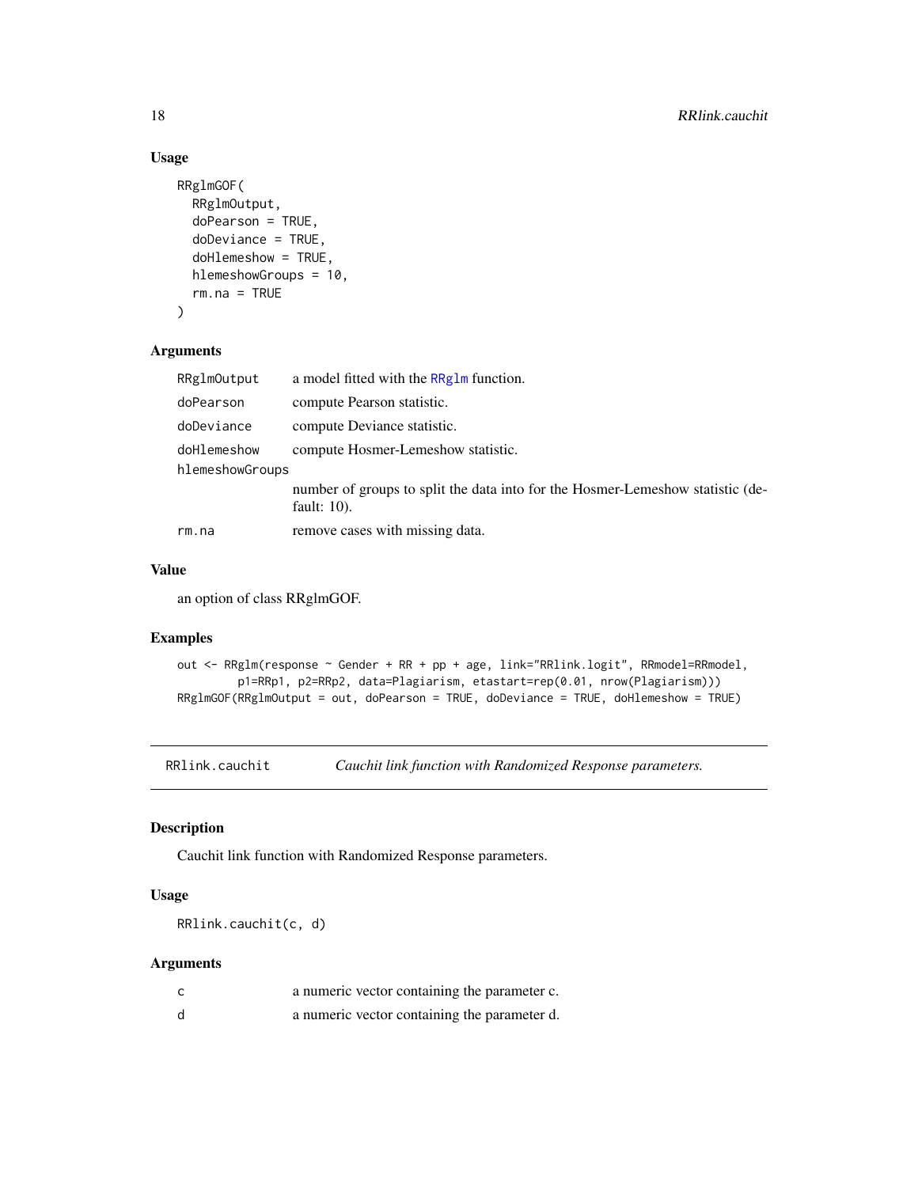### Usage

```
RRglmGOF(
  RRglmOutput,
  doPearson = TRUE,
  doDeviance = TRUE,
  doHlemeshow = TRUE,
  hlemeshowGroups = 10,
  rm.na = TRUE
)
```

### Arguments

| | |
|---|---|
| RRglmOutput | a model fitted with the RRglm function. |
| doPearson | compute Pearson statistic. |
| doDeviance | compute Deviance statistic. |
| doHlemeshow | compute Hosmer-Lemeshow statistic. |
| hlemeshowGroups | number of groups to split the data into for the Hosmer-Lemeshow statistic (default: 10). |
| rm.na | remove cases with missing data. |

### Value

an option of class RRglmGOF.

### Examples

```
out <- RRglm(response ~ Gender + RR + pp + age, link="RRlink.logit", RRmodel=RRmodel,
         p1=RRp1, p2=RRp2, data=Plagiarism, etastart=rep(0.01, nrow(Plagiarism)))
RRglmGOF(RRglmOutput = out, doPearson = TRUE, doDeviance = TRUE, doHlemeshow = TRUE)
```

---

## RRlink.cauchit — *Cauchit link function with Randomized Response parameters.*

### Description

Cauchit link function with Randomized Response parameters.

### Usage

```
RRlink.cauchit(c, d)
```

### Arguments

| | |
|---|---|
| c | a numeric vector containing the parameter c. |
| d | a numeric vector containing the parameter d. |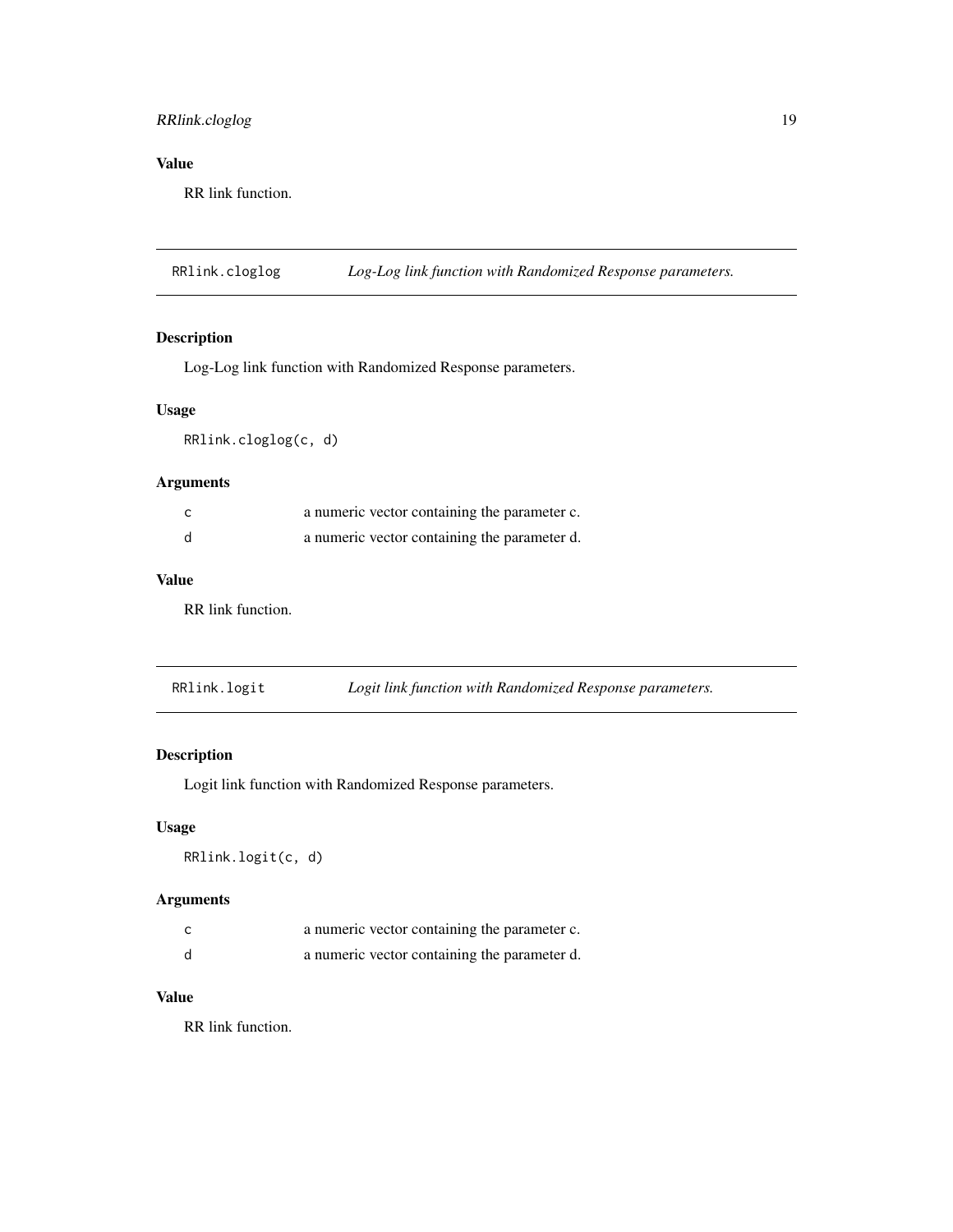## Value

RR link function.

---

`RRlink.cloglog` *Log-Log link function with Randomized Response parameters.*

---

### Description

Log-Log link function with Randomized Response parameters.

### Usage

```
RRlink.cloglog(c, d)
```

### Arguments

| | |
|---|---|
| c | a numeric vector containing the parameter c. |
| d | a numeric vector containing the parameter d. |

### Value

RR link function.

---

`RRlink.logit` *Logit link function with Randomized Response parameters.*

---

### Description

Logit link function with Randomized Response parameters.

### Usage

```
RRlink.logit(c, d)
```

### Arguments

| | |
|---|---|
| c | a numeric vector containing the parameter c. |
| d | a numeric vector containing the parameter d. |

### Value

RR link function.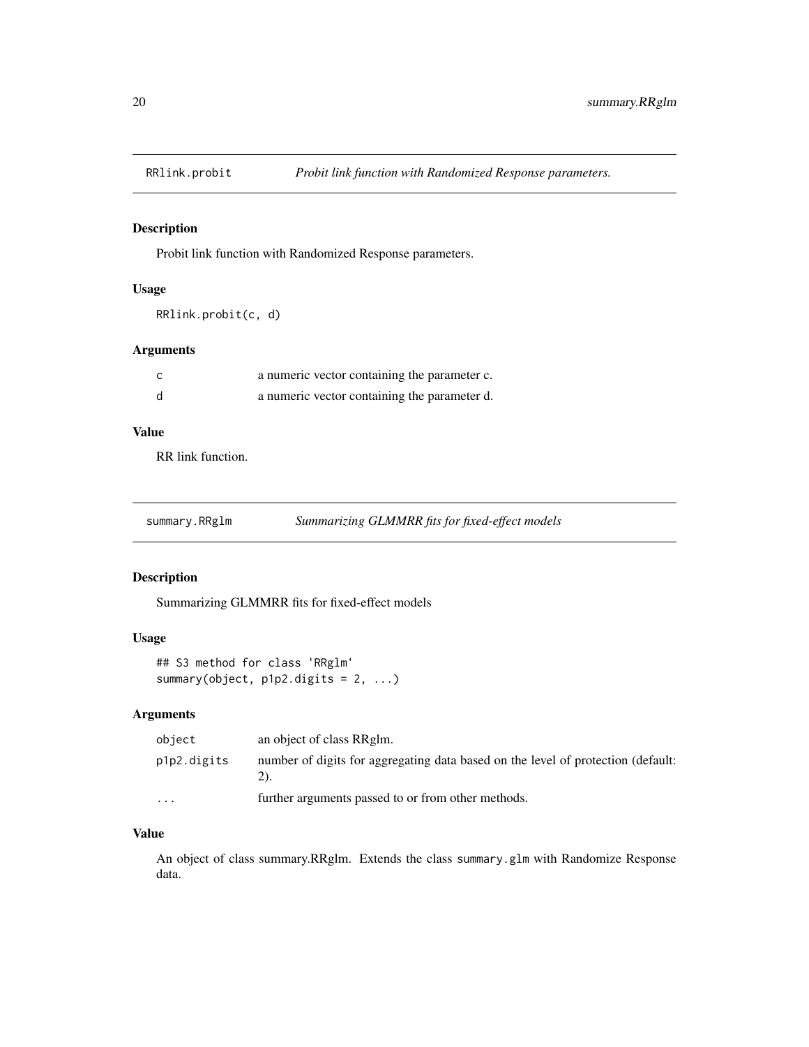## RRlink.probit — *Probit link function with Randomized Response parameters.*

### Description

Probit link function with Randomized Response parameters.

### Usage

```
RRlink.probit(c, d)
```

### Arguments

| | |
|---|---|
| c | a numeric vector containing the parameter c. |
| d | a numeric vector containing the parameter d. |

### Value

RR link function.

## summary.RRglm — *Summarizing GLMMRR fits for fixed-effect models*

### Description

Summarizing GLMMRR fits for fixed-effect models

### Usage

```
## S3 method for class 'RRglm'
summary(object, p1p2.digits = 2, ...)
```

### Arguments

| | |
|---|---|
| object | an object of class RRglm. |
| p1p2.digits | number of digits for aggregating data based on the level of protection (default: 2). |
| ... | further arguments passed to or from other methods. |

### Value

An object of class summary.RRglm. Extends the class `summary.glm` with Randomize Response data.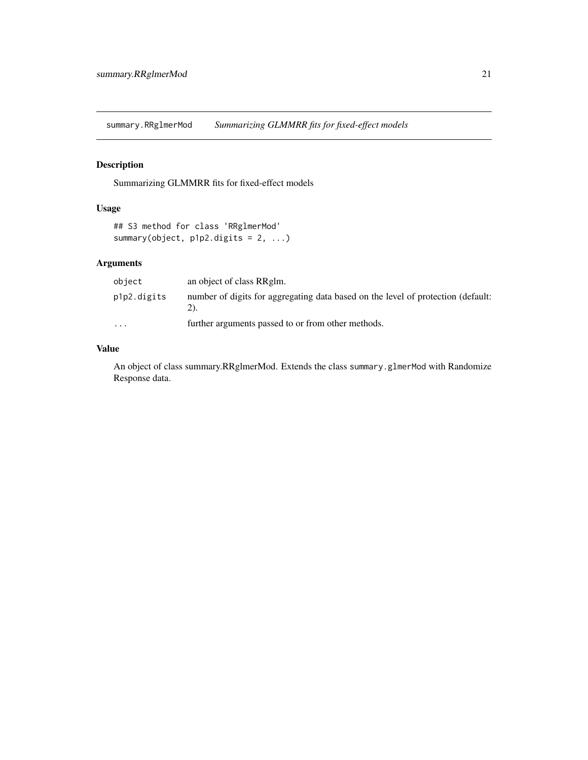summary.RRglmerMod *Summarizing GLMMRR fits for fixed-effect models*

## Description

Summarizing GLMMRR fits for fixed-effect models

## Usage

```
## S3 method for class 'RRglmerMod'
summary(object, p1p2.digits = 2, ...)
```

## Arguments

| | |
|---|---|
| object | an object of class RRglm. |
| p1p2.digits | number of digits for aggregating data based on the level of protection (default: 2). |
| ... | further arguments passed to or from other methods. |

## Value

An object of class summary.RRglmerMod. Extends the class `summary.glmerMod` with Randomize Response data.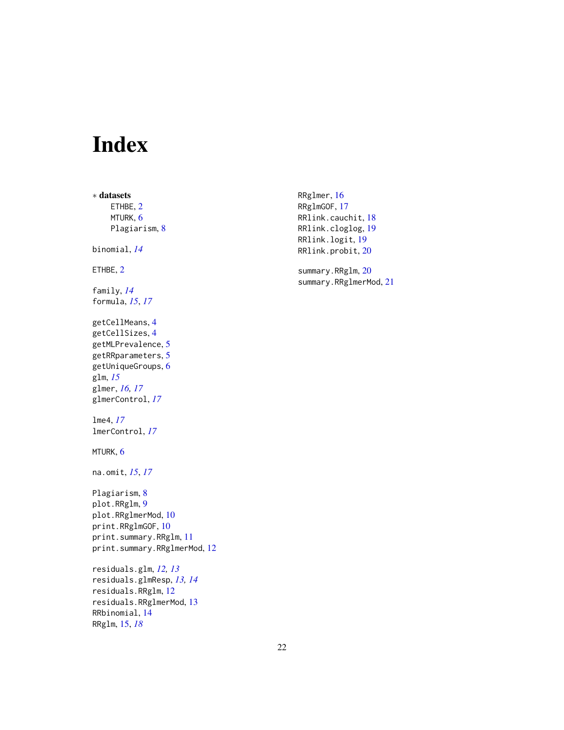# Index

* **datasets**
  - ETHBE, 2
  - MTURK, 6
  - Plagiarism, 8

binomial, *14*

ETHBE, 2

family, *14*
formula, *15*, *17*

getCellMeans, 4
getCellSizes, 4
getMLPrevalence, 5
getRRparameters, 5
getUniqueGroups, 6
glm, *15*
glmer, *16, 17*
glmerControl, *17*

lme4, *17*
lmerControl, *17*

MTURK, 6

na.omit, *15*, *17*

Plagiarism, 8
plot.RRglm, 9
plot.RRglmerMod, 10
print.RRglmGOF, 10
print.summary.RRglm, 11
print.summary.RRglmerMod, 12

residuals.glm, *12, 13*
residuals.glmResp, *13, 14*
residuals.RRglm, 12
residuals.RRglmerMod, 13
RRbinomial, 14
RRglm, 15, *18*
RRglmer, 16
RRglmGOF, 17
RRlink.cauchit, 18
RRlink.cloglog, 19
RRlink.logit, 19
RRlink.probit, 20

summary.RRglm, 20
summary.RRglmerMod, 21